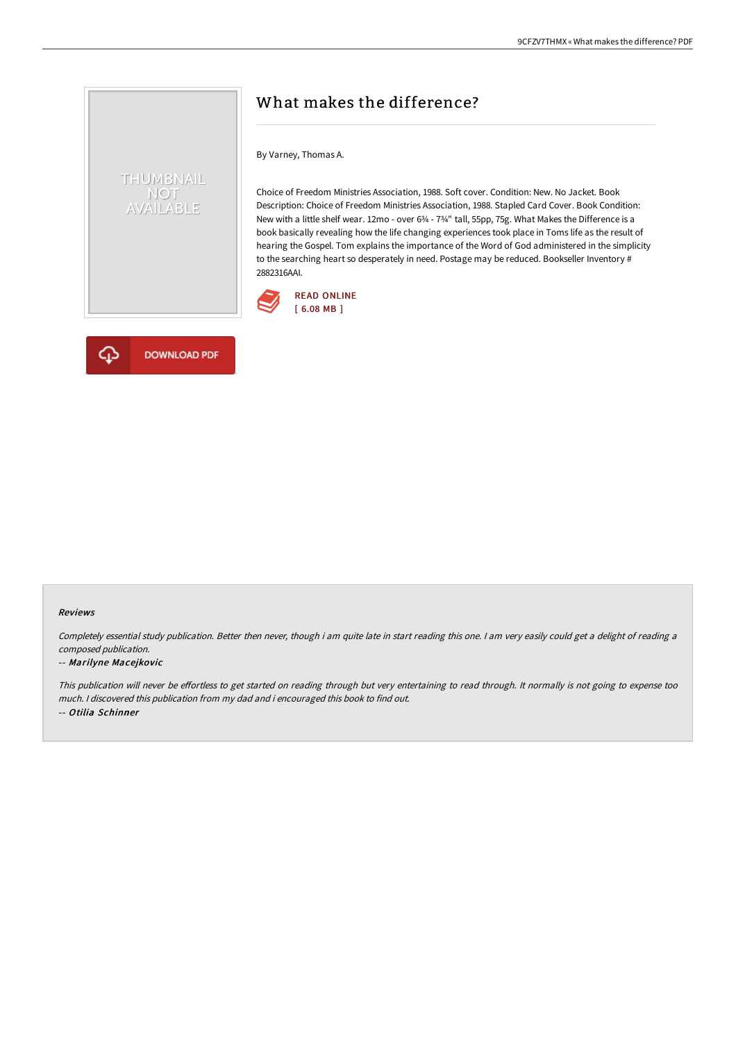# What makes the difference?

By Varney, Thomas A.

Choice of Freedom Ministries Association, 1988. Soft cover. Condition: New. No Jacket. Book Description: Choice of Freedom Ministries Association, 1988. Stapled Card Cover. Book Condition: New with a little shelf wear. 12mo - over 6¾ - 7¾" tall, 55pp, 75g. What Makes the Difference is a book basically revealing how the life changing experiences took place in Toms life as the result of hearing the Gospel. Tom explains the importance of the Word of God administered in the simplicity to the searching heart so desperately in need. Postage may be reduced. Bookseller Inventory # 2882316AAI.

READ ONLINE
[ 6.08 MB ]

DOWNLOAD PDF

### Reviews

*Completely essential study publication. Better then never, though i am quite late in start reading this one. I am very easily could get a delight of reading a composed publication.*

-- *Marilyne Macejkovic*

*This publication will never be effortless to get started on reading through but very entertaining to read through. It normally is not going to expense too much. I discovered this publication from my dad and i encouraged this book to find out.*

-- *Otilia Schinner*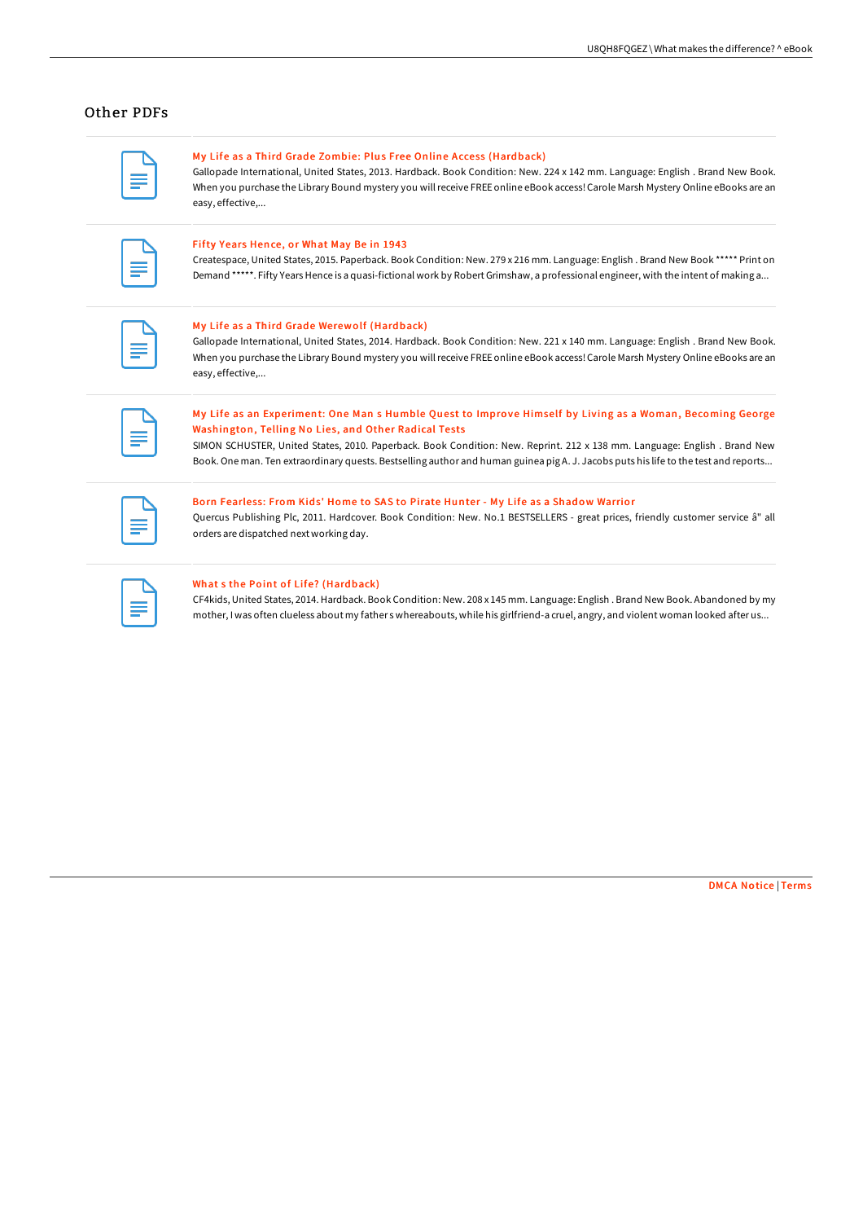## Other PDFs

### My Life as a Third Grade Zombie: Plus Free Online Access (Hardback)

Gallopade International, United States, 2013. Hardback. Book Condition: New. 224 x 142 mm. Language: English . Brand New Book. When you purchase the Library Bound mystery you will receive FREE online eBook access! Carole Marsh Mystery Online eBooks are an easy, effective,...

### Fifty Years Hence, or What May Be in 1943

Createspace, United States, 2015. Paperback. Book Condition: New. 279 x 216 mm. Language: English . Brand New Book ***** Print on Demand *****. Fifty Years Hence is a quasi-fictional work by Robert Grimshaw, a professional engineer, with the intent of making a...

### My Life as a Third Grade Werewolf (Hardback)

Gallopade International, United States, 2014. Hardback. Book Condition: New. 221 x 140 mm. Language: English . Brand New Book. When you purchase the Library Bound mystery you will receive FREE online eBook access! Carole Marsh Mystery Online eBooks are an easy, effective,...

### My Life as an Experiment: One Man s Humble Quest to Improve Himself by Living as a Woman, Becoming George Washington, Telling No Lies, and Other Radical Tests

SIMON SCHUSTER, United States, 2010. Paperback. Book Condition: New. Reprint. 212 x 138 mm. Language: English . Brand New Book. One man. Ten extraordinary quests. Bestselling author and human guinea pig A. J. Jacobs puts his life to the test and reports...

### Born Fearless: From Kids' Home to SAS to Pirate Hunter - My Life as a Shadow Warrior

Quercus Publishing Plc, 2011. Hardcover. Book Condition: New. No.1 BESTSELLERS - great prices, friendly customer service â" all orders are dispatched next working day.

### What s the Point of Life? (Hardback)

CF4kids, United States, 2014. Hardback. Book Condition: New. 208 x 145 mm. Language: English . Brand New Book. Abandoned by my mother, I was often clueless about my father s whereabouts, while his girlfriend-a cruel, angry, and violent woman looked after us...